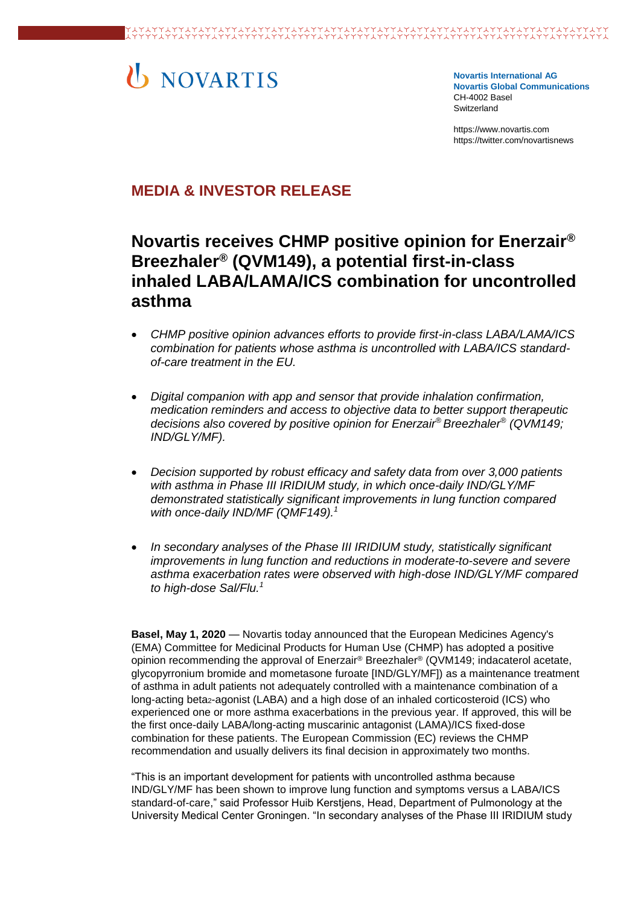NOVARTIS

**Novartis International AG**
**Novartis Global Communications**
CH-4002 Basel
Switzerland

https://www.novartis.com
https://twitter.com/novartisnews

## MEDIA & INVESTOR RELEASE

# Novartis receives CHMP positive opinion for Enerzair® Breezhaler® (QVM149), a potential first-in-class inhaled LABA/LAMA/ICS combination for uncontrolled asthma

- *CHMP positive opinion advances efforts to provide first-in-class LABA/LAMA/ICS combination for patients whose asthma is uncontrolled with LABA/ICS standard-of-care treatment in the EU.*
- *Digital companion with app and sensor that provide inhalation confirmation, medication reminders and access to objective data to better support therapeutic decisions also covered by positive opinion for Enerzair® Breezhaler® (QVM149; IND/GLY/MF).*
- *Decision supported by robust efficacy and safety data from over 3,000 patients with asthma in Phase III IRIDIUM study, in which once-daily IND/GLY/MF demonstrated statistically significant improvements in lung function compared with once-daily IND/MF (QMF149).[1]*
- *In secondary analyses of the Phase III IRIDIUM study, statistically significant improvements in lung function and reductions in moderate-to-severe and severe asthma exacerbation rates were observed with high-dose IND/GLY/MF compared to high-dose Sal/Flu.[1]*

**Basel, May 1, 2020** — Novartis today announced that the European Medicines Agency's (EMA) Committee for Medicinal Products for Human Use (CHMP) has adopted a positive opinion recommending the approval of Enerzair® Breezhaler® (QVM149; indacaterol acetate, glycopyrronium bromide and mometasone furoate [IND/GLY/MF]) as a maintenance treatment of asthma in adult patients not adequately controlled with a maintenance combination of a long-acting beta$_2$-agonist (LABA) and a high dose of an inhaled corticosteroid (ICS) who experienced one or more asthma exacerbations in the previous year. If approved, this will be the first once-daily LABA/long-acting muscarinic antagonist (LAMA)/ICS fixed-dose combination for these patients. The European Commission (EC) reviews the CHMP recommendation and usually delivers its final decision in approximately two months.

"This is an important development for patients with uncontrolled asthma because IND/GLY/MF has been shown to improve lung function and symptoms versus a LABA/ICS standard-of-care," said Professor Huib Kerstjens, Head, Department of Pulmonology at the University Medical Center Groningen. "In secondary analyses of the Phase III IRIDIUM study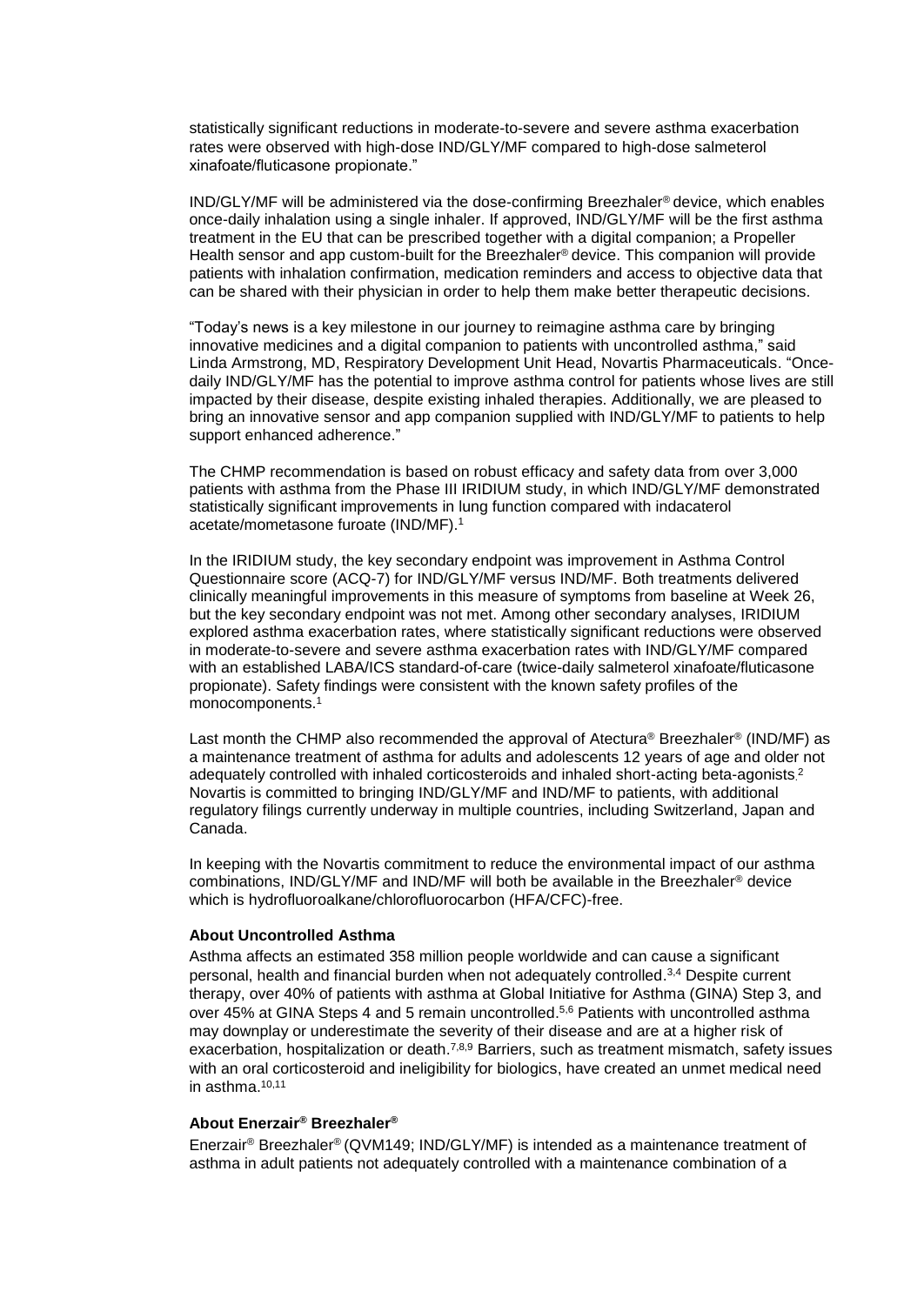statistically significant reductions in moderate-to-severe and severe asthma exacerbation rates were observed with high-dose IND/GLY/MF compared to high-dose salmeterol xinafoate/fluticasone propionate."

IND/GLY/MF will be administered via the dose-confirming Breezhaler® device, which enables once-daily inhalation using a single inhaler. If approved, IND/GLY/MF will be the first asthma treatment in the EU that can be prescribed together with a digital companion; a Propeller Health sensor and app custom-built for the Breezhaler® device. This companion will provide patients with inhalation confirmation, medication reminders and access to objective data that can be shared with their physician in order to help them make better therapeutic decisions.

"Today's news is a key milestone in our journey to reimagine asthma care by bringing innovative medicines and a digital companion to patients with uncontrolled asthma," said Linda Armstrong, MD, Respiratory Development Unit Head, Novartis Pharmaceuticals. "Once-daily IND/GLY/MF has the potential to improve asthma control for patients whose lives are still impacted by their disease, despite existing inhaled therapies. Additionally, we are pleased to bring an innovative sensor and app companion supplied with IND/GLY/MF to patients to help support enhanced adherence."

The CHMP recommendation is based on robust efficacy and safety data from over 3,000 patients with asthma from the Phase III IRIDIUM study, in which IND/GLY/MF demonstrated statistically significant improvements in lung function compared with indacaterol acetate/mometasone furoate (IND/MF).[1]

In the IRIDIUM study, the key secondary endpoint was improvement in Asthma Control Questionnaire score (ACQ-7) for IND/GLY/MF versus IND/MF. Both treatments delivered clinically meaningful improvements in this measure of symptoms from baseline at Week 26, but the key secondary endpoint was not met. Among other secondary analyses, IRIDIUM explored asthma exacerbation rates, where statistically significant reductions were observed in moderate-to-severe and severe asthma exacerbation rates with IND/GLY/MF compared with an established LABA/ICS standard-of-care (twice-daily salmeterol xinafoate/fluticasone propionate). Safety findings were consistent with the known safety profiles of the monocomponents.[1]

Last month the CHMP also recommended the approval of Atectura® Breezhaler® (IND/MF) as a maintenance treatment of asthma for adults and adolescents 12 years of age and older not adequately controlled with inhaled corticosteroids and inhaled short-acting beta-agonists.[2] Novartis is committed to bringing IND/GLY/MF and IND/MF to patients, with additional regulatory filings currently underway in multiple countries, including Switzerland, Japan and Canada.

In keeping with the Novartis commitment to reduce the environmental impact of our asthma combinations, IND/GLY/MF and IND/MF will both be available in the Breezhaler® device which is hydrofluoroalkane/chlorofluorocarbon (HFA/CFC)-free.

**About Uncontrolled Asthma**

Asthma affects an estimated 358 million people worldwide and can cause a significant personal, health and financial burden when not adequately controlled.[3,4] Despite current therapy, over 40% of patients with asthma at Global Initiative for Asthma (GINA) Step 3, and over 45% at GINA Steps 4 and 5 remain uncontrolled.[5,6] Patients with uncontrolled asthma may downplay or underestimate the severity of their disease and are at a higher risk of exacerbation, hospitalization or death.[7,8,9] Barriers, such as treatment mismatch, safety issues with an oral corticosteroid and ineligibility for biologics, have created an unmet medical need in asthma.[10,11]

**About Enerzair® Breezhaler®**

Enerzair® Breezhaler® (QVM149; IND/GLY/MF) is intended as a maintenance treatment of asthma in adult patients not adequately controlled with a maintenance combination of a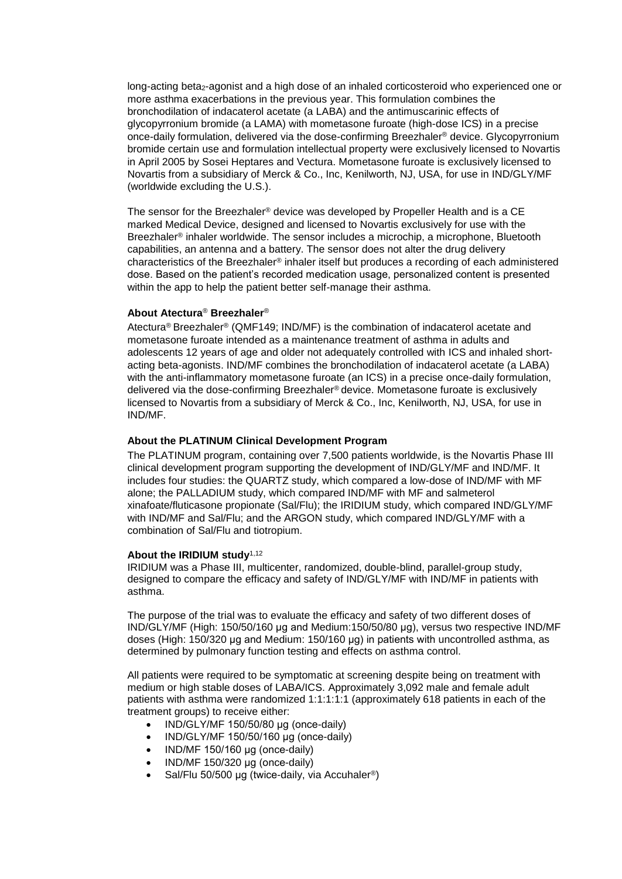long-acting beta$_2$-agonist and a high dose of an inhaled corticosteroid who experienced one or more asthma exacerbations in the previous year. This formulation combines the bronchodilation of indacaterol acetate (a LABA) and the antimuscarinic effects of glycopyrronium bromide (a LAMA) with mometasone furoate (high-dose ICS) in a precise once-daily formulation, delivered via the dose-confirming Breezhaler® device. Glycopyrronium bromide certain use and formulation intellectual property were exclusively licensed to Novartis in April 2005 by Sosei Heptares and Vectura. Mometasone furoate is exclusively licensed to Novartis from a subsidiary of Merck & Co., Inc, Kenilworth, NJ, USA, for use in IND/GLY/MF (worldwide excluding the U.S.).

The sensor for the Breezhaler® device was developed by Propeller Health and is a CE marked Medical Device, designed and licensed to Novartis exclusively for use with the Breezhaler® inhaler worldwide. The sensor includes a microchip, a microphone, Bluetooth capabilities, an antenna and a battery. The sensor does not alter the drug delivery characteristics of the Breezhaler® inhaler itself but produces a recording of each administered dose. Based on the patient's recorded medication usage, personalized content is presented within the app to help the patient better self-manage their asthma.

**About Atectura® Breezhaler®**

Atectura® Breezhaler® (QMF149; IND/MF) is the combination of indacaterol acetate and mometasone furoate intended as a maintenance treatment of asthma in adults and adolescents 12 years of age and older not adequately controlled with ICS and inhaled short-acting beta-agonists. IND/MF combines the bronchodilation of indacaterol acetate (a LABA) with the anti-inflammatory mometasone furoate (an ICS) in a precise once-daily formulation, delivered via the dose-confirming Breezhaler® device. Mometasone furoate is exclusively licensed to Novartis from a subsidiary of Merck & Co., Inc, Kenilworth, NJ, USA, for use in IND/MF.

**About the PLATINUM Clinical Development Program**

The PLATINUM program, containing over 7,500 patients worldwide, is the Novartis Phase III clinical development program supporting the development of IND/GLY/MF and IND/MF. It includes four studies: the QUARTZ study, which compared a low-dose of IND/MF with MF alone; the PALLADIUM study, which compared IND/MF with MF and salmeterol xinafoate/fluticasone propionate (Sal/Flu); the IRIDIUM study, which compared IND/GLY/MF with IND/MF and Sal/Flu; and the ARGON study, which compared IND/GLY/MF with a combination of Sal/Flu and tiotropium.

**About the IRIDIUM study**[1,12]

IRIDIUM was a Phase III, multicenter, randomized, double-blind, parallel-group study, designed to compare the efficacy and safety of IND/GLY/MF with IND/MF in patients with asthma.

The purpose of the trial was to evaluate the efficacy and safety of two different doses of IND/GLY/MF (High: 150/50/160 µg and Medium:150/50/80 µg), versus two respective IND/MF doses (High: 150/320 µg and Medium: 150/160 µg) in patients with uncontrolled asthma, as determined by pulmonary function testing and effects on asthma control.

All patients were required to be symptomatic at screening despite being on treatment with medium or high stable doses of LABA/ICS. Approximately 3,092 male and female adult patients with asthma were randomized 1:1:1:1:1 (approximately 618 patients in each of the treatment groups) to receive either:

- IND/GLY/MF 150/50/80 µg (once-daily)
- IND/GLY/MF 150/50/160 µg (once-daily)
- IND/MF 150/160 µg (once-daily)
- IND/MF 150/320 µg (once-daily)
- Sal/Flu 50/500 µg (twice-daily, via Accuhaler®)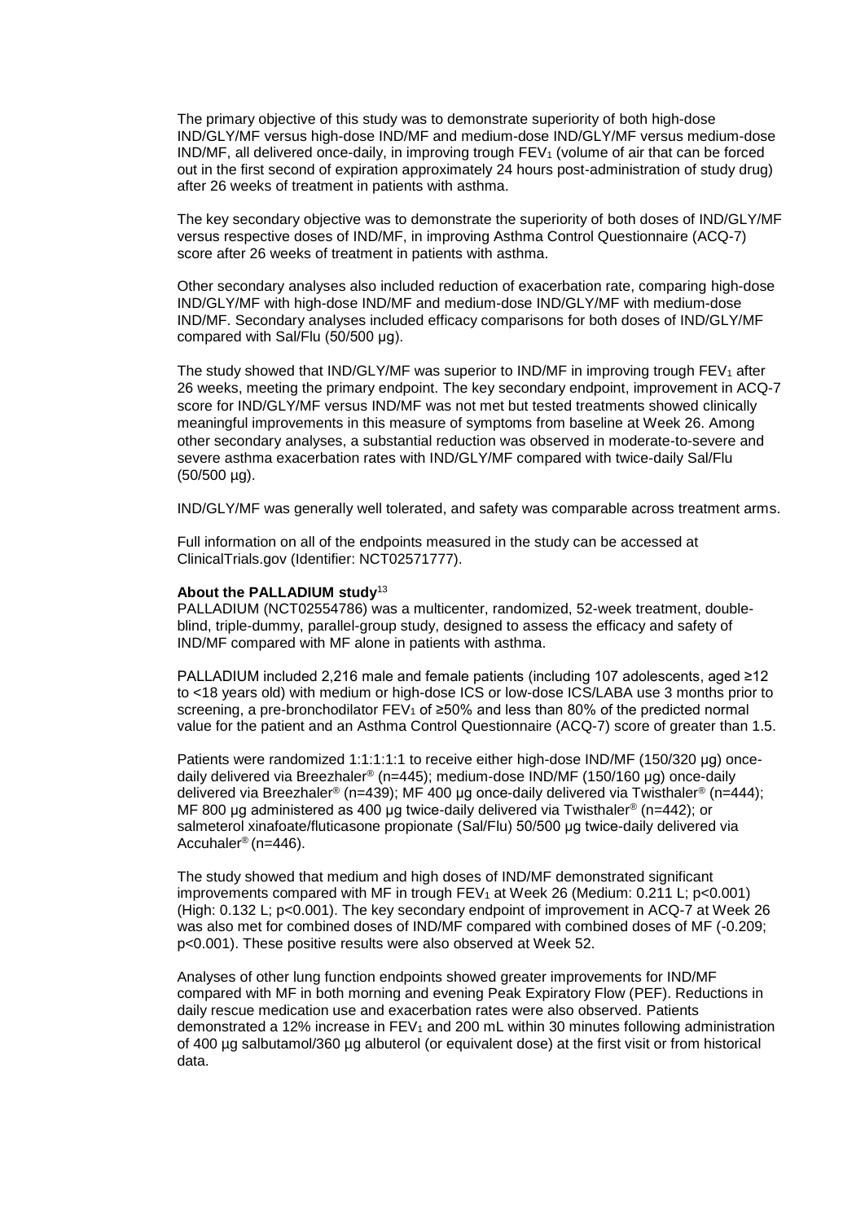The primary objective of this study was to demonstrate superiority of both high-dose IND/GLY/MF versus high-dose IND/MF and medium-dose IND/GLY/MF versus medium-dose IND/MF, all delivered once-daily, in improving trough $FEV_1$ (volume of air that can be forced out in the first second of expiration approximately 24 hours post-administration of study drug) after 26 weeks of treatment in patients with asthma.

The key secondary objective was to demonstrate the superiority of both doses of IND/GLY/MF versus respective doses of IND/MF, in improving Asthma Control Questionnaire (ACQ-7) score after 26 weeks of treatment in patients with asthma.

Other secondary analyses also included reduction of exacerbation rate, comparing high-dose IND/GLY/MF with high-dose IND/MF and medium-dose IND/GLY/MF with medium-dose IND/MF. Secondary analyses included efficacy comparisons for both doses of IND/GLY/MF compared with Sal/Flu (50/500 µg).

The study showed that IND/GLY/MF was superior to IND/MF in improving trough $FEV_1$ after 26 weeks, meeting the primary endpoint. The key secondary endpoint, improvement in ACQ-7 score for IND/GLY/MF versus IND/MF was not met but tested treatments showed clinically meaningful improvements in this measure of symptoms from baseline at Week 26. Among other secondary analyses, a substantial reduction was observed in moderate-to-severe and severe asthma exacerbation rates with IND/GLY/MF compared with twice-daily Sal/Flu (50/500 µg).

IND/GLY/MF was generally well tolerated, and safety was comparable across treatment arms.

Full information on all of the endpoints measured in the study can be accessed at ClinicalTrials.gov (Identifier: NCT02571777).

**About the PALLADIUM study**[13]
PALLADIUM (NCT02554786) was a multicenter, randomized, 52-week treatment, double-blind, triple-dummy, parallel-group study, designed to assess the efficacy and safety of IND/MF compared with MF alone in patients with asthma.

PALLADIUM included 2,216 male and female patients (including 107 adolescents, aged ≥12 to <18 years old) with medium or high-dose ICS or low-dose ICS/LABA use 3 months prior to screening, a pre-bronchodilator $FEV_1$ of ≥50% and less than 80% of the predicted normal value for the patient and an Asthma Control Questionnaire (ACQ-7) score of greater than 1.5.

Patients were randomized 1:1:1:1:1 to receive either high-dose IND/MF (150/320 µg) once-daily delivered via Breezhaler® (n=445); medium-dose IND/MF (150/160 µg) once-daily delivered via Breezhaler® (n=439); MF 400 µg once-daily delivered via Twisthaler® (n=444); MF 800 µg administered as 400 µg twice-daily delivered via Twisthaler® (n=442); or salmeterol xinafoate/fluticasone propionate (Sal/Flu) 50/500 µg twice-daily delivered via Accuhaler® (n=446).

The study showed that medium and high doses of IND/MF demonstrated significant improvements compared with MF in trough $FEV_1$ at Week 26 (Medium: 0.211 L; $p<0.001$) (High: 0.132 L; $p<0.001$). The key secondary endpoint of improvement in ACQ-7 at Week 26 was also met for combined doses of IND/MF compared with combined doses of MF (-0.209; $p<0.001$). These positive results were also observed at Week 52.

Analyses of other lung function endpoints showed greater improvements for IND/MF compared with MF in both morning and evening Peak Expiratory Flow (PEF). Reductions in daily rescue medication use and exacerbation rates were also observed. Patients demonstrated a 12% increase in $FEV_1$ and 200 mL within 30 minutes following administration of 400 µg salbutamol/360 µg albuterol (or equivalent dose) at the first visit or from historical data.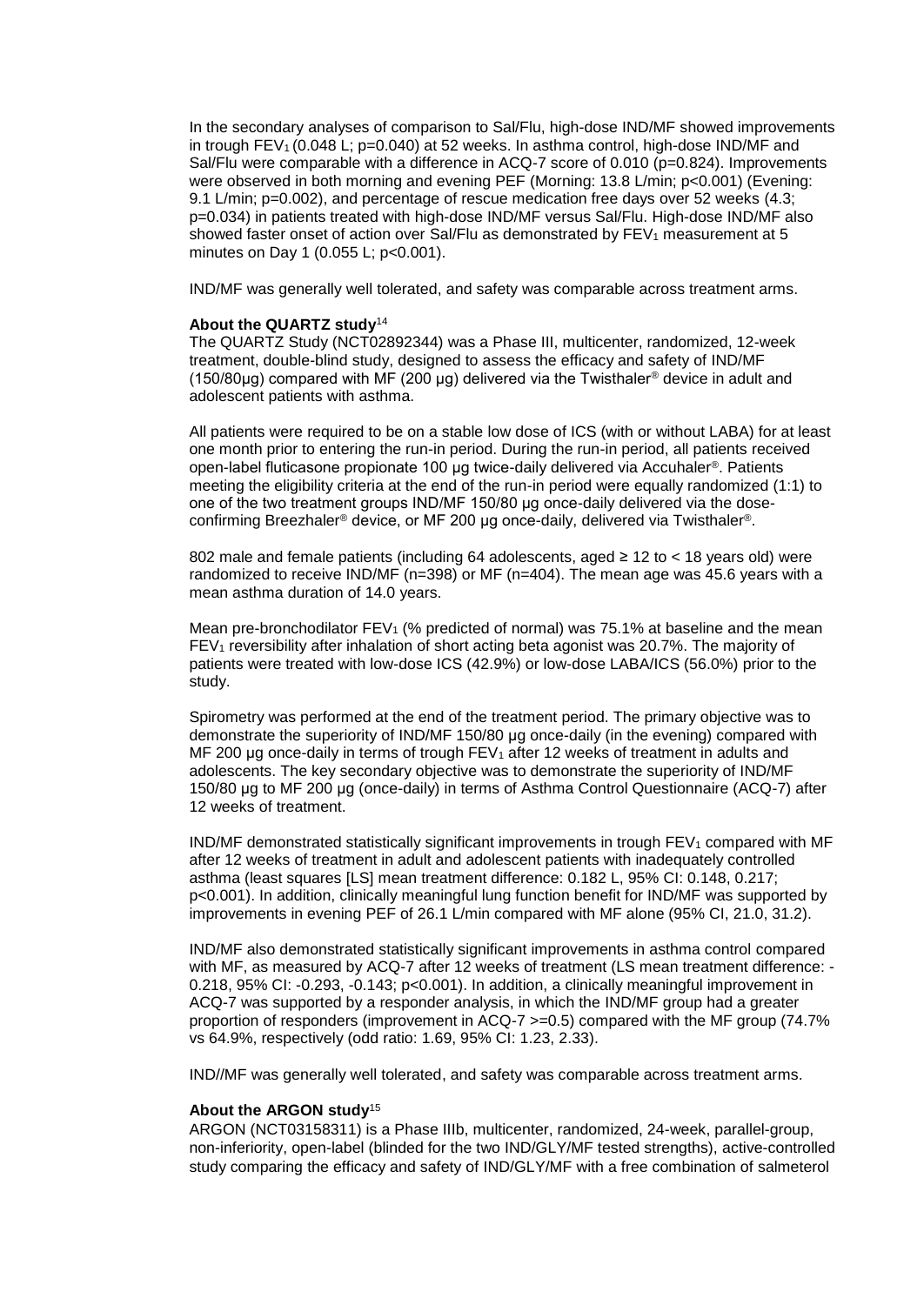In the secondary analyses of comparison to Sal/Flu, high-dose IND/MF showed improvements in trough $FEV_1$ (0.048 L; p=0.040) at 52 weeks. In asthma control, high-dose IND/MF and Sal/Flu were comparable with a difference in ACQ-7 score of 0.010 (p=0.824). Improvements were observed in both morning and evening PEF (Morning: 13.8 L/min; p<0.001) (Evening: 9.1 L/min; p=0.002), and percentage of rescue medication free days over 52 weeks (4.3; p=0.034) in patients treated with high-dose IND/MF versus Sal/Flu. High-dose IND/MF also showed faster onset of action over Sal/Flu as demonstrated by $FEV_1$ measurement at 5 minutes on Day 1 (0.055 L; p<0.001).

IND/MF was generally well tolerated, and safety was comparable across treatment arms.

**About the QUARTZ study**[14]

The QUARTZ Study (NCT02892344) was a Phase III, multicenter, randomized, 12-week treatment, double-blind study, designed to assess the efficacy and safety of IND/MF (150/80µg) compared with MF (200 µg) delivered via the Twisthaler® device in adult and adolescent patients with asthma.

All patients were required to be on a stable low dose of ICS (with or without LABA) for at least one month prior to entering the run-in period. During the run-in period, all patients received open-label fluticasone propionate 100 µg twice-daily delivered via Accuhaler®. Patients meeting the eligibility criteria at the end of the run-in period were equally randomized (1:1) to one of the two treatment groups IND/MF 150/80 µg once-daily delivered via the dose-confirming Breezhaler® device, or MF 200 µg once-daily, delivered via Twisthaler®.

802 male and female patients (including 64 adolescents, aged ≥ 12 to < 18 years old) were randomized to receive IND/MF (n=398) or MF (n=404). The mean age was 45.6 years with a mean asthma duration of 14.0 years.

Mean pre-bronchodilator $FEV_1$ (% predicted of normal) was 75.1% at baseline and the mean $FEV_1$ reversibility after inhalation of short acting beta agonist was 20.7%. The majority of patients were treated with low-dose ICS (42.9%) or low-dose LABA/ICS (56.0%) prior to the study.

Spirometry was performed at the end of the treatment period. The primary objective was to demonstrate the superiority of IND/MF 150/80 µg once-daily (in the evening) compared with MF 200 µg once-daily in terms of trough $FEV_1$ after 12 weeks of treatment in adults and adolescents. The key secondary objective was to demonstrate the superiority of IND/MF 150/80 µg to MF 200 µg (once-daily) in terms of Asthma Control Questionnaire (ACQ-7) after 12 weeks of treatment.

IND/MF demonstrated statistically significant improvements in trough $FEV_1$ compared with MF after 12 weeks of treatment in adult and adolescent patients with inadequately controlled asthma (least squares [LS] mean treatment difference: 0.182 L, 95% CI: 0.148, 0.217; p<0.001). In addition, clinically meaningful lung function benefit for IND/MF was supported by improvements in evening PEF of 26.1 L/min compared with MF alone (95% CI, 21.0, 31.2).

IND/MF also demonstrated statistically significant improvements in asthma control compared with MF, as measured by ACQ-7 after 12 weeks of treatment (LS mean treatment difference: -0.218, 95% CI: -0.293, -0.143; p<0.001). In addition, a clinically meaningful improvement in ACQ-7 was supported by a responder analysis, in which the IND/MF group had a greater proportion of responders (improvement in ACQ-7 >=0.5) compared with the MF group (74.7% vs 64.9%, respectively (odd ratio: 1.69, 95% CI: 1.23, 2.33).

IND//MF was generally well tolerated, and safety was comparable across treatment arms.

**About the ARGON study**[15]

ARGON (NCT03158311) is a Phase IIIb, multicenter, randomized, 24-week, parallel-group, non-inferiority, open-label (blinded for the two IND/GLY/MF tested strengths), active-controlled study comparing the efficacy and safety of IND/GLY/MF with a free combination of salmeterol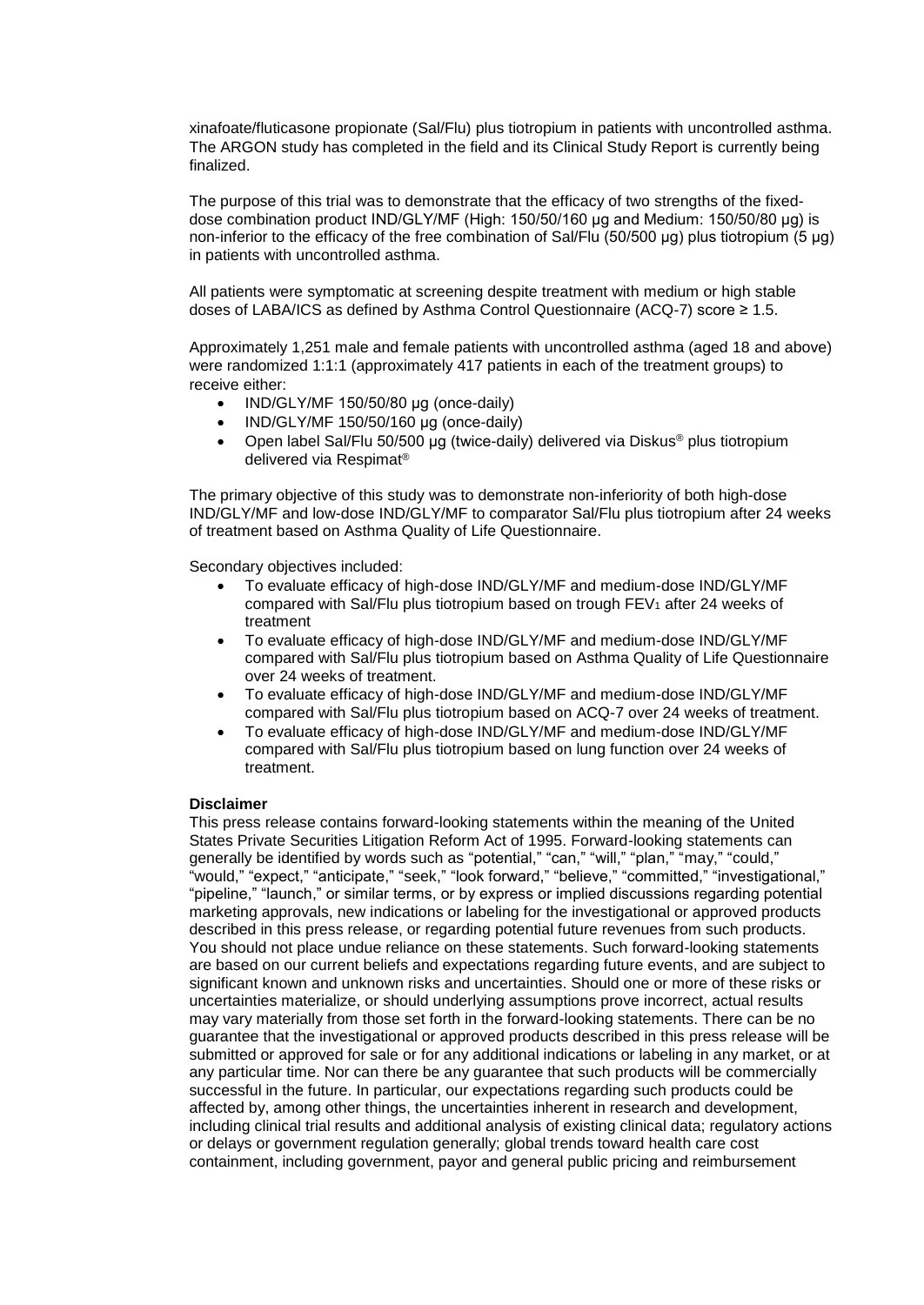xinafoate/fluticasone propionate (Sal/Flu) plus tiotropium in patients with uncontrolled asthma. The ARGON study has completed in the field and its Clinical Study Report is currently being finalized.

The purpose of this trial was to demonstrate that the efficacy of two strengths of the fixed-dose combination product IND/GLY/MF (High: 150/50/160 µg and Medium: 150/50/80 µg) is non-inferior to the efficacy of the free combination of Sal/Flu (50/500 µg) plus tiotropium (5 µg) in patients with uncontrolled asthma.

All patients were symptomatic at screening despite treatment with medium or high stable doses of LABA/ICS as defined by Asthma Control Questionnaire (ACQ-7) score ≥ 1.5.

Approximately 1,251 male and female patients with uncontrolled asthma (aged 18 and above) were randomized 1:1:1 (approximately 417 patients in each of the treatment groups) to receive either:

- IND/GLY/MF 150/50/80 µg (once-daily)
- IND/GLY/MF 150/50/160 µg (once-daily)
- Open label Sal/Flu 50/500 µg (twice-daily) delivered via Diskus® plus tiotropium delivered via Respimat®

The primary objective of this study was to demonstrate non-inferiority of both high-dose IND/GLY/MF and low-dose IND/GLY/MF to comparator Sal/Flu plus tiotropium after 24 weeks of treatment based on Asthma Quality of Life Questionnaire.

Secondary objectives included:

- To evaluate efficacy of high-dose IND/GLY/MF and medium-dose IND/GLY/MF compared with Sal/Flu plus tiotropium based on trough $FEV_1$ after 24 weeks of treatment
- To evaluate efficacy of high-dose IND/GLY/MF and medium-dose IND/GLY/MF compared with Sal/Flu plus tiotropium based on Asthma Quality of Life Questionnaire over 24 weeks of treatment.
- To evaluate efficacy of high-dose IND/GLY/MF and medium-dose IND/GLY/MF compared with Sal/Flu plus tiotropium based on ACQ-7 over 24 weeks of treatment.
- To evaluate efficacy of high-dose IND/GLY/MF and medium-dose IND/GLY/MF compared with Sal/Flu plus tiotropium based on lung function over 24 weeks of treatment.

**Disclaimer**

This press release contains forward-looking statements within the meaning of the United States Private Securities Litigation Reform Act of 1995. Forward-looking statements can generally be identified by words such as "potential," "can," "will," "plan," "may," "could," "would," "expect," "anticipate," "seek," "look forward," "believe," "committed," "investigational," "pipeline," "launch," or similar terms, or by express or implied discussions regarding potential marketing approvals, new indications or labeling for the investigational or approved products described in this press release, or regarding potential future revenues from such products. You should not place undue reliance on these statements. Such forward-looking statements are based on our current beliefs and expectations regarding future events, and are subject to significant known and unknown risks and uncertainties. Should one or more of these risks or uncertainties materialize, or should underlying assumptions prove incorrect, actual results may vary materially from those set forth in the forward-looking statements. There can be no guarantee that the investigational or approved products described in this press release will be submitted or approved for sale or for any additional indications or labeling in any market, or at any particular time. Nor can there be any guarantee that such products will be commercially successful in the future. In particular, our expectations regarding such products could be affected by, among other things, the uncertainties inherent in research and development, including clinical trial results and additional analysis of existing clinical data; regulatory actions or delays or government regulation generally; global trends toward health care cost containment, including government, payor and general public pricing and reimbursement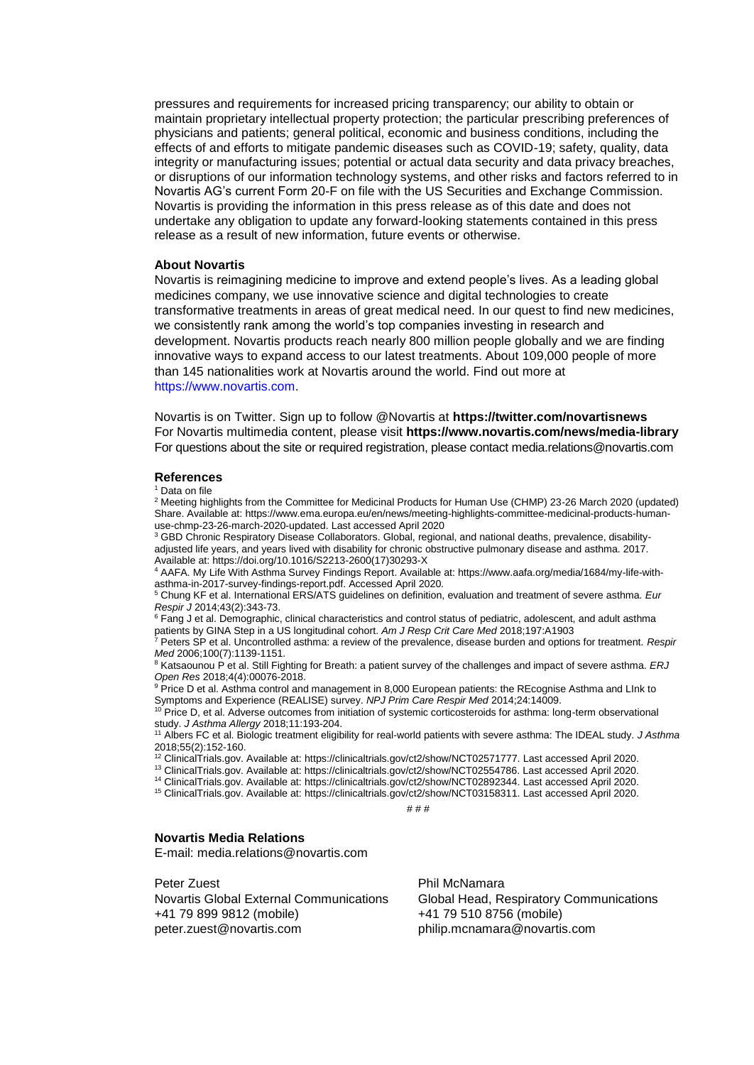pressures and requirements for increased pricing transparency; our ability to obtain or maintain proprietary intellectual property protection; the particular prescribing preferences of physicians and patients; general political, economic and business conditions, including the effects of and efforts to mitigate pandemic diseases such as COVID-19; safety, quality, data integrity or manufacturing issues; potential or actual data security and data privacy breaches, or disruptions of our information technology systems, and other risks and factors referred to in Novartis AG's current Form 20-F on file with the US Securities and Exchange Commission. Novartis is providing the information in this press release as of this date and does not undertake any obligation to update any forward-looking statements contained in this press release as a result of new information, future events or otherwise.

**About Novartis**

Novartis is reimagining medicine to improve and extend people's lives. As a leading global medicines company, we use innovative science and digital technologies to create transformative treatments in areas of great medical need. In our quest to find new medicines, we consistently rank among the world's top companies investing in research and development. Novartis products reach nearly 800 million people globally and we are finding innovative ways to expand access to our latest treatments. About 109,000 people of more than 145 nationalities work at Novartis around the world. Find out more at https://www.novartis.com.

Novartis is on Twitter. Sign up to follow @Novartis at **https://twitter.com/novartisnews**
For Novartis multimedia content, please visit **https://www.novartis.com/news/media-library**
For questions about the site or required registration, please contact media.relations@novartis.com

## References

[1] Data on file
[2] Meeting highlights from the Committee for Medicinal Products for Human Use (CHMP) 23-26 March 2020 (updated) Share. Available at: https://www.ema.europa.eu/en/news/meeting-highlights-committee-medicinal-products-human-use-chmp-23-26-march-2020-updated. Last accessed April 2020
[3] GBD Chronic Respiratory Disease Collaborators. Global, regional, and national deaths, prevalence, disability-adjusted life years, and years lived with disability for chronic obstructive pulmonary disease and asthma. 2017. Available at: https://doi.org/10.1016/S2213-2600(17)30293-X
[4] AAFA. My Life With Asthma Survey Findings Report. Available at: https://www.aafa.org/media/1684/my-life-with-asthma-in-2017-survey-findings-report.pdf. Accessed April 2020.
[5] Chung KF et al. International ERS/ATS guidelines on definition, evaluation and treatment of severe asthma. *Eur Respir J* 2014;43(2):343-73.
[6] Fang J et al. Demographic, clinical characteristics and control status of pediatric, adolescent, and adult asthma patients by GINA Step in a US longitudinal cohort. *Am J Resp Crit Care Med* 2018;197:A1903
[7] Peters SP et al. Uncontrolled asthma: a review of the prevalence, disease burden and options for treatment. *Respir Med* 2006;100(7):1139-1151.
[8] Katsaounou P et al. Still Fighting for Breath: a patient survey of the challenges and impact of severe asthma. *ERJ Open Res* 2018;4(4):00076-2018.
[9] Price D et al. Asthma control and management in 8,000 European patients: the REcognise Asthma and LInk to Symptoms and Experience (REALISE) survey. *NPJ Prim Care Respir Med* 2014;24:14009.
[10] Price D, et al. Adverse outcomes from initiation of systemic corticosteroids for asthma: long-term observational study. *J Asthma Allergy* 2018;11:193-204.
[11] Albers FC et al. Biologic treatment eligibility for real-world patients with severe asthma: The IDEAL study. *J Asthma* 2018;55(2):152-160.
[12] ClinicalTrials.gov. Available at: https://clinicaltrials.gov/ct2/show/NCT02571777. Last accessed April 2020.
[13] ClinicalTrials.gov. Available at: https://clinicaltrials.gov/ct2/show/NCT02554786. Last accessed April 2020.
[14] ClinicalTrials.gov. Available at: https://clinicaltrials.gov/ct2/show/NCT02892344. Last accessed April 2020.
[15] ClinicalTrials.gov. Available at: https://clinicaltrials.gov/ct2/show/NCT03158311. Last accessed April 2020.

# # #

**Novartis Media Relations**

E-mail: media.relations@novartis.com

Peter Zuest
Novartis Global External Communications
+41 79 899 9812 (mobile)
peter.zuest@novartis.com

Phil McNamara
Global Head, Respiratory Communications
+41 79 510 8756 (mobile)
philip.mcnamara@novartis.com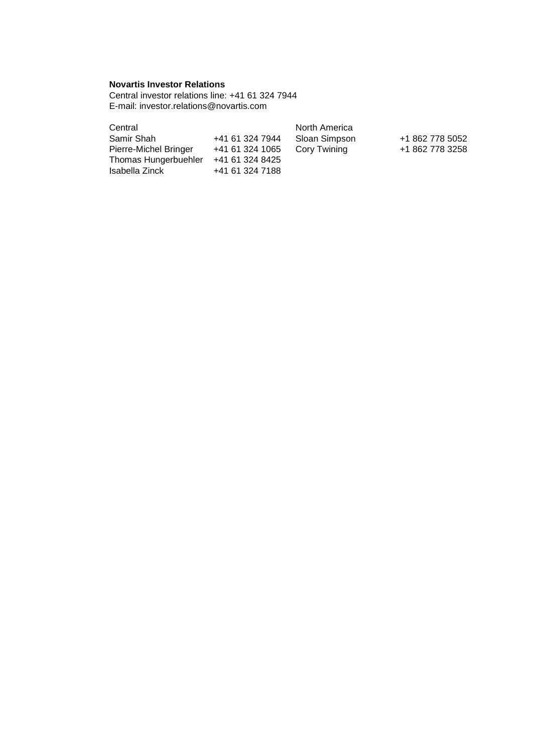**Novartis Investor Relations**

Central investor relations line: +41 61 324 7944
E-mail: investor.relations@novartis.com

| | | | |
|---|---|---|---|
| Central | | North America | |
| Samir Shah | +41 61 324 7944 | Sloan Simpson | +1 862 778 5052 |
| Pierre-Michel Bringer | +41 61 324 1065 | Cory Twining | +1 862 778 3258 |
| Thomas Hungerbuehler | +41 61 324 8425 | | |
| Isabella Zinck | +41 61 324 7188 | | |